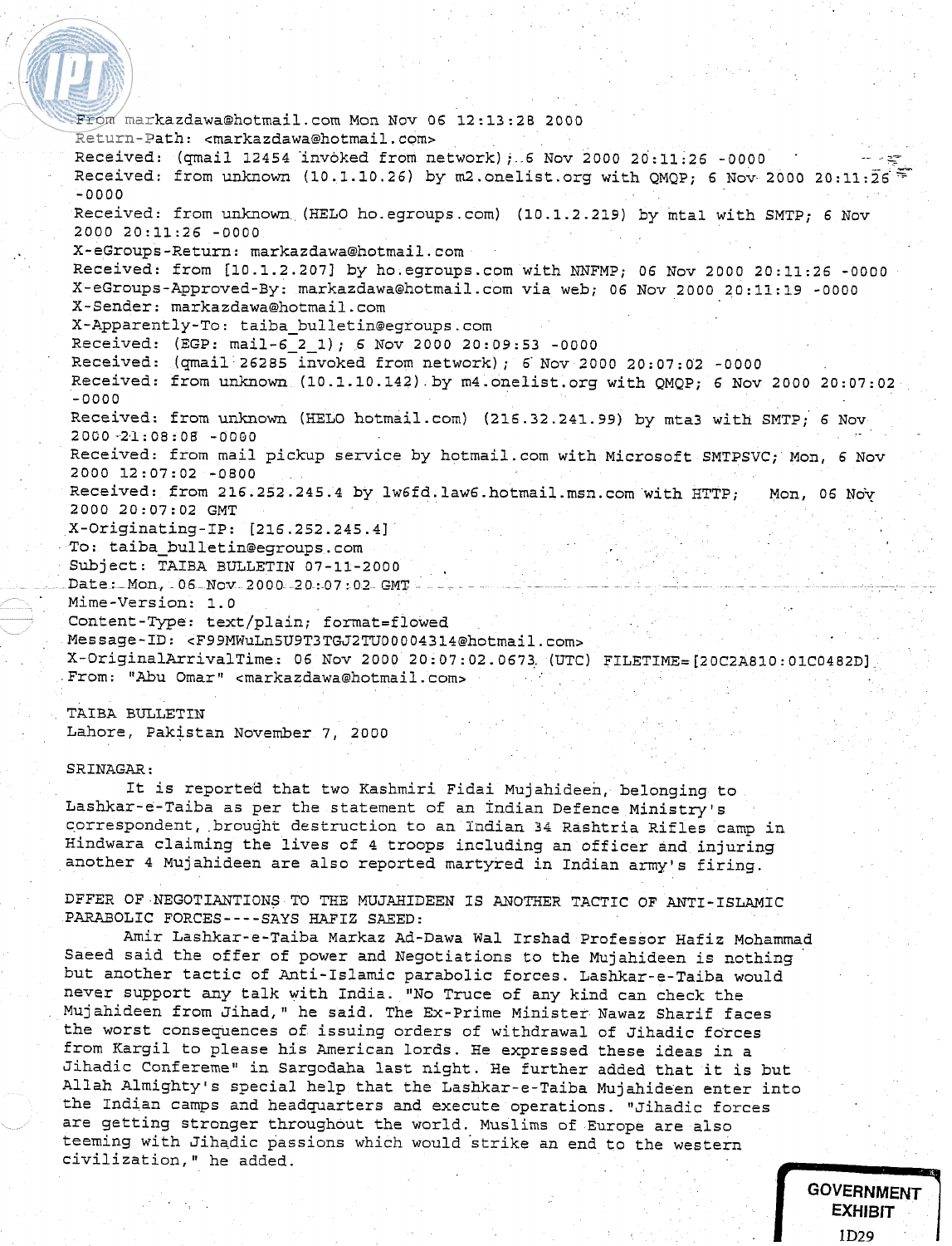```
From markazdawa@hotmail.com Mon Nov 06 12:13:28 2000
Return-Path: <markazdawa@hotmail.com>
Received: (qmail 12454 invoked from network); 6 Nov 2000 20:11:26 -0000
Received: from unknown (10.1.10.26) by m2.onelist.org with QMQP; 6 Nov 2000 20:11:26 -0000
Received: from unknown (HELO ho.egroups.com) (10.1.2.219) by mta1 with SMTP; 6 Nov 2000 20:11:26 -0000
X-eGroups-Return: markazdawa@hotmail.com
Received: from [10.1.2.207] by ho.egroups.com with NNFMP; 06 Nov 2000 20:11:26 -0000
X-eGroups-Approved-By: markazdawa@hotmail.com via web; 06 Nov 2000 20:11:19 -0000
X-Sender: markazdawa@hotmail.com
X-Apparently-To: taiba_bulletin@egroups.com
Received: (EGP: mail-6_2_1); 6 Nov 2000 20:09:53 -0000
Received: (qmail 26285 invoked from network); 6 Nov 2000 20:07:02 -0000
Received: from unknown (10.1.10.142) by m4.onelist.org with QMQP; 6 Nov 2000 20:07:02 -0000
Received: from unknown (HELO hotmail.com) (216.32.241.99) by mta3 with SMTP; 6 Nov 2000 21:08:08 -0000
Received: from mail pickup service by hotmail.com with Microsoft SMTPSVC; Mon, 6 Nov 2000 12:07:02 -0800
Received: from 216.252.245.4 by lw6fd.law6.hotmail.msn.com with HTTP;   Mon, 06 Nov 2000 20:07:02 GMT
X-Originating-IP: [216.252.245.4]
To: taiba_bulletin@egroups.com
Subject: TAIBA BULLETIN 07-11-2000
Date: Mon, 06 Nov 2000 20:07:02 GMT
Mime-Version: 1.0
Content-Type: text/plain; format=flowed
Message-ID: <F99MWuLn5U9T3TGJ2TU00004314@hotmail.com>
X-OriginalArrivalTime: 06 Nov 2000 20:07:02.0673 (UTC) FILETIME=[20C2A810:01C0482D]
From: "Abu Omar" <markazdawa@hotmail.com>
```

TAIBA BULLETIN
Lahore, Pakistan November 7, 2000

SRINAGAR:

It is reported that two Kashmiri Fidai Mujahideen, belonging to Lashkar-e-Taiba as per the statement of an Indian Defence Ministry's correspondent, brought destruction to an Indian 34 Rashtria Rifles camp in Hindwara claiming the lives of 4 troops including an officer and injuring another 4 Mujahideen are also reported martyred in Indian army's firing.

DFFER OF NEGOTIANTIONS TO THE MUJAHIDEEN IS ANOTHER TACTIC OF ANTI-ISLAMIC PARABOLIC FORCES----SAYS HAFIZ SAEED:

Amir Lashkar-e-Taiba Markaz Ad-Dawa Wal Irshad Professor Hafiz Mohammad Saeed said the offer of power and Negotiations to the Mujahideen is nothing but another tactic of Anti-Islamic parabolic forces. Lashkar-e-Taiba would never support any talk with India. "No Truce of any kind can check the Mujahideen from Jihad," he said. The Ex-Prime Minister Nawaz Sharif faces the worst consequences of issuing orders of withdrawal of Jihadic forces from Kargil to please his American lords. He expressed these ideas in a Jihadic Confereme" in Sargodaha last night. He further added that it is but Allah Almighty's special help that the Lashkar-e-Taiba Mujahideen enter into the Indian camps and headquarters and execute operations. "Jihadic forces are getting stronger throughout the world. Muslims of Europe are also teeming with Jihadic passions which would strike an end to the western civilization," he added.

GOVERNMENT EXHIBIT
1D29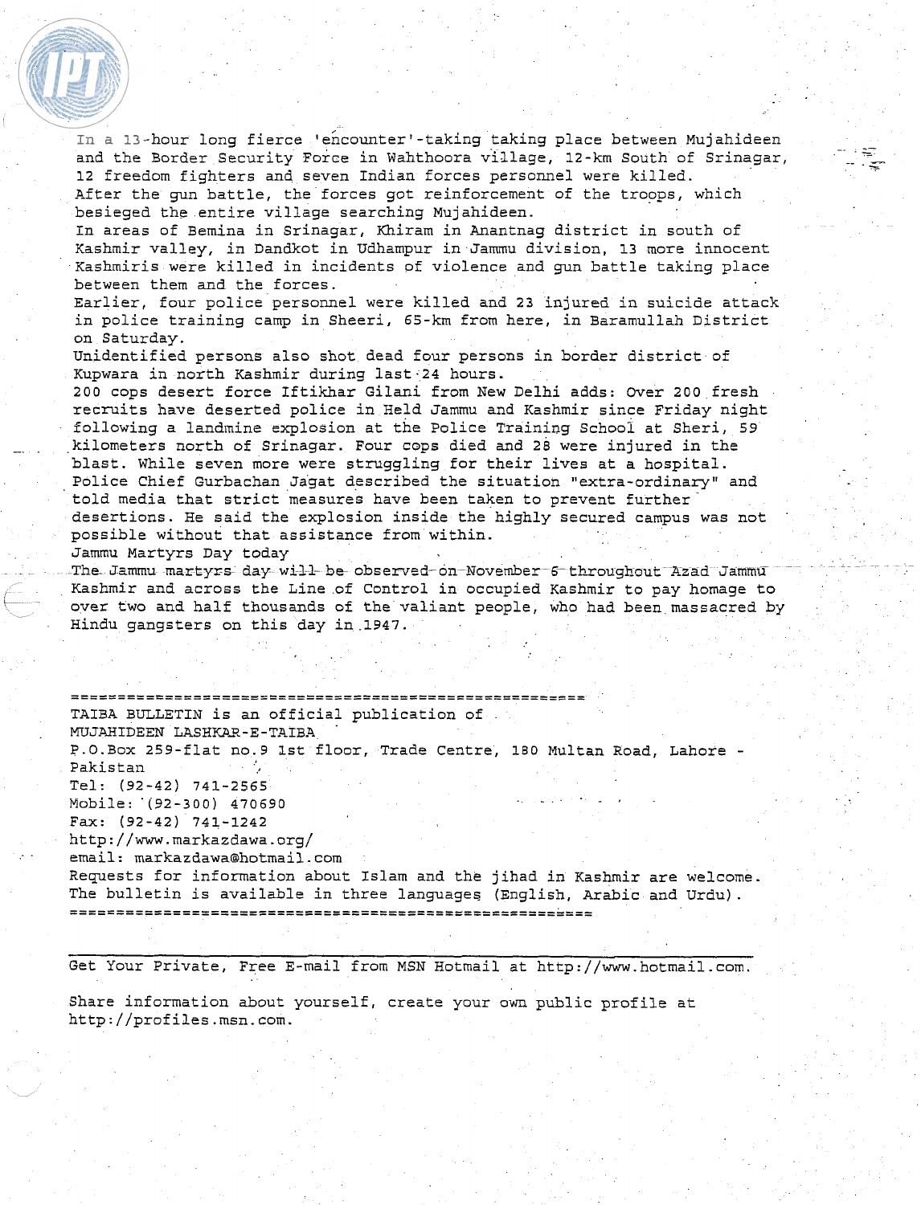In a 13-hour long fierce 'encounter'-taking taking place between Mujahideen and the Border Security Force in Wahthoora village, 12-km South of Srinagar, 12 freedom fighters and seven Indian forces personnel were killed.
After the gun battle, the forces got reinforcement of the troops, which besieged the entire village searching Mujahideen.
In areas of Bemina in Srinagar, Khiram in Anantnag district in south of Kashmir valley, in Dandkot in Udhampur in Jammu division, 13 more innocent Kashmiris were killed in incidents of violence and gun battle taking place between them and the forces.
Earlier, four police personnel were killed and 23 injured in suicide attack in police training camp in Sheeri, 65-km from here, in Baramullah District on Saturday.
Unidentified persons also shot dead four persons in border district of Kupwara in north Kashmir during last 24 hours.
200 cops desert force Iftikhar Gilani from New Delhi adds: Over 200 fresh recruits have deserted police in Held Jammu and Kashmir since Friday night following a landmine explosion at the Police Training School at Sheri, 59 kilometers north of Srinagar. Four cops died and 28 were injured in the blast. While seven more were struggling for their lives at a hospital. Police Chief Gurbachan Jagat described the situation "extra-ordinary" and told media that strict measures have been taken to prevent further desertions. He said the explosion inside the highly secured campus was not possible without that assistance from within.
Jammu Martyrs Day today
The Jammu martyrs day will be observed on November 6 throughout Azad Jammu Kashmir and across the Line of Control in occupied Kashmir to pay homage to over two and half thousands of the valiant people, who had been massacred by Hindu gangsters on this day in 1947.

====================================================

TAIBA BULLETIN is an official publication of
MUJAHIDEEN LASHKAR-E-TAIBA
P.O.Box 259-flat no.9 1st floor, Trade Centre, 180 Multan Road, Lahore - Pakistan
Tel: (92-42) 741-2565
Mobile: (92-300) 470690
Fax: (92-42) 741-1242
http://www.markazdawa.org/
email: markazdawa@hotmail.com
Requests for information about Islam and the jihad in Kashmir are welcome.
The bulletin is available in three languages (English, Arabic and Urdu).

====================================================

Get Your Private, Free E-mail from MSN Hotmail at http://www.hotmail.com.

Share information about yourself, create your own public profile at http://profiles.msn.com.